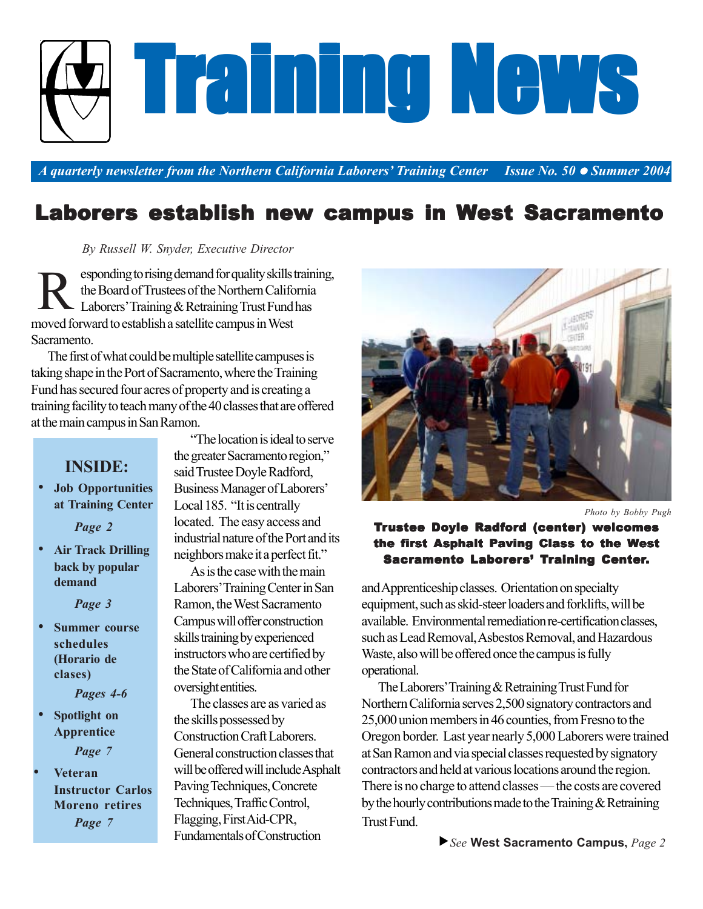# Training News

*A quarterly newsletter from the Northern California Laborers' Training Center* *Issue No. 50 ● Summer 2004*

## Laborers establish new campus in West Sacramento

*By Russell W. Snyder, Executive Director*

Responding to rising demand for quality skills training, the Board of Trustees of the Northern California Laborers' Training & Retraining Trust Fund has moved forward to establish a satellite campus in West Sacramento.

The first of what could be multiple satellite campuses is taking shape in the Port of Sacramento, where the Training Fund has secured four acres of property and is creating a training facility to teach many of the 40 classes that are offered at the main campus in San Ramon.

"The location is ideal to serve the greater Sacramento region," said Trustee Doyle Radford, Business Manager of Laborers' Local 185. "It is centrally located. The easy access and industrial nature of the Port and its neighbors make it a perfect fit."

As is the case with the main Laborers' Training Center in San Ramon, the West Sacramento Campus will offer construction skills training by experienced instructors who are certified by the State of California and other oversight entities.

The classes are as varied as the skills possessed by Construction Craft Laborers. General construction classes that will be offered will include Asphalt Paving Techniques, Concrete Techniques, Traffic Control, Flagging, First Aid-CPR, Fundamentals of Construction and Apprenticeship classes. Orientation on specialty equipment, such as skid-steer loaders and forklifts, will be available. Environmental remediation re-certification classes, such as Lead Removal, Asbestos Removal, and Hazardous Waste, also will be offered once the campus is fully operational.

The Laborers' Training & Retraining Trust Fund for Northern California serves 2,500 signatory contractors and 25,000 union members in 46 counties, from Fresno to the Oregon border. Last year nearly 5,000 Laborers were trained at San Ramon and via special classes requested by signatory contractors and held at various locations around the region. There is no charge to attend classes — the costs are covered by the hourly contributions made to the Training & Retraining Trust Fund.

▶ *See* **West Sacramento Campus,** *Page 2*

*Photo by Bobby Pugh*

**Trustee Doyle Radford (center) welcomes the first Asphalt Paving Class to the West Sacramento Laborers' Training Center.**

### INSIDE:

- **Job Opportunities at Training Center** — *Page 2*
- **Air Track Drilling back by popular demand** — *Page 3*
- **Summer course schedules (Horario de clases)** — *Pages 4-6*
- **Spotlight on Apprentice** — *Page 7*
- **Veteran Instructor Carlos Moreno retires** — *Page 7*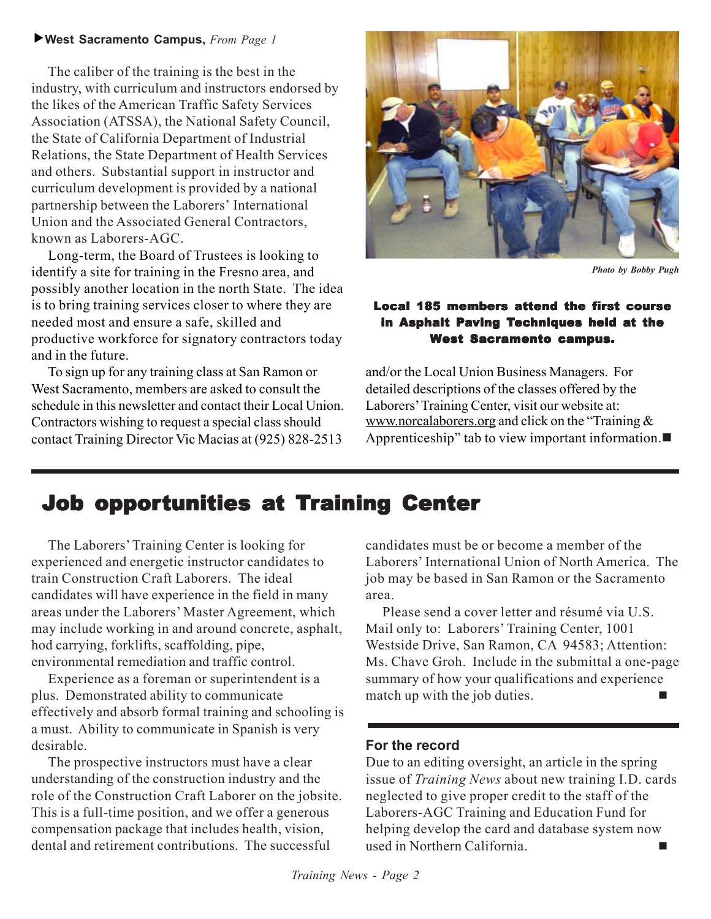▶**West Sacramento Campus,** *From Page 1*

The caliber of the training is the best in the industry, with curriculum and instructors endorsed by the likes of the American Traffic Safety Services Association (ATSSA), the National Safety Council, the State of California Department of Industrial Relations, the State Department of Health Services and others. Substantial support in instructor and curriculum development is provided by a national partnership between the Laborers' International Union and the Associated General Contractors, known as Laborers-AGC.

Long-term, the Board of Trustees is looking to identify a site for training in the Fresno area, and possibly another location in the north State. The idea is to bring training services closer to where they are needed most and ensure a safe, skilled and productive workforce for signatory contractors today and in the future.

To sign up for any training class at San Ramon or West Sacramento, members are asked to consult the schedule in this newsletter and contact their Local Union. Contractors wishing to request a special class should contact Training Director Vic Macias at (925) 828-2513 and/or the Local Union Business Managers. For detailed descriptions of the classes offered by the Laborers' Training Center, visit our website at: www.norcalaborers.org and click on the "Training & Apprenticeship" tab to view important information.■

*Photo by Bobby Pugh*

**Local 185 members attend the first course in Asphalt Paving Techniques held at the West Sacramento campus.**

# Job opportunities at Training Center

The Laborers' Training Center is looking for experienced and energetic instructor candidates to train Construction Craft Laborers. The ideal candidates will have experience in the field in many areas under the Laborers' Master Agreement, which may include working in and around concrete, asphalt, hod carrying, forklifts, scaffolding, pipe, environmental remediation and traffic control.

Experience as a foreman or superintendent is a plus. Demonstrated ability to communicate effectively and absorb formal training and schooling is a must. Ability to communicate in Spanish is very desirable.

The prospective instructors must have a clear understanding of the construction industry and the role of the Construction Craft Laborer on the jobsite. This is a full-time position, and we offer a generous compensation package that includes health, vision, dental and retirement contributions. The successful candidates must be or become a member of the Laborers' International Union of North America. The job may be based in San Ramon or the Sacramento area.

Please send a cover letter and résumé via U.S. Mail only to: Laborers' Training Center, 1001 Westside Drive, San Ramon, CA 94583; Attention: Ms. Chave Groh. Include in the submittal a one-page summary of how your qualifications and experience match up with the job duties. ■

### For the record

Due to an editing oversight, an article in the spring issue of *Training News* about new training I.D. cards neglected to give proper credit to the staff of the Laborers-AGC Training and Education Fund for helping develop the card and database system now used in Northern California. ■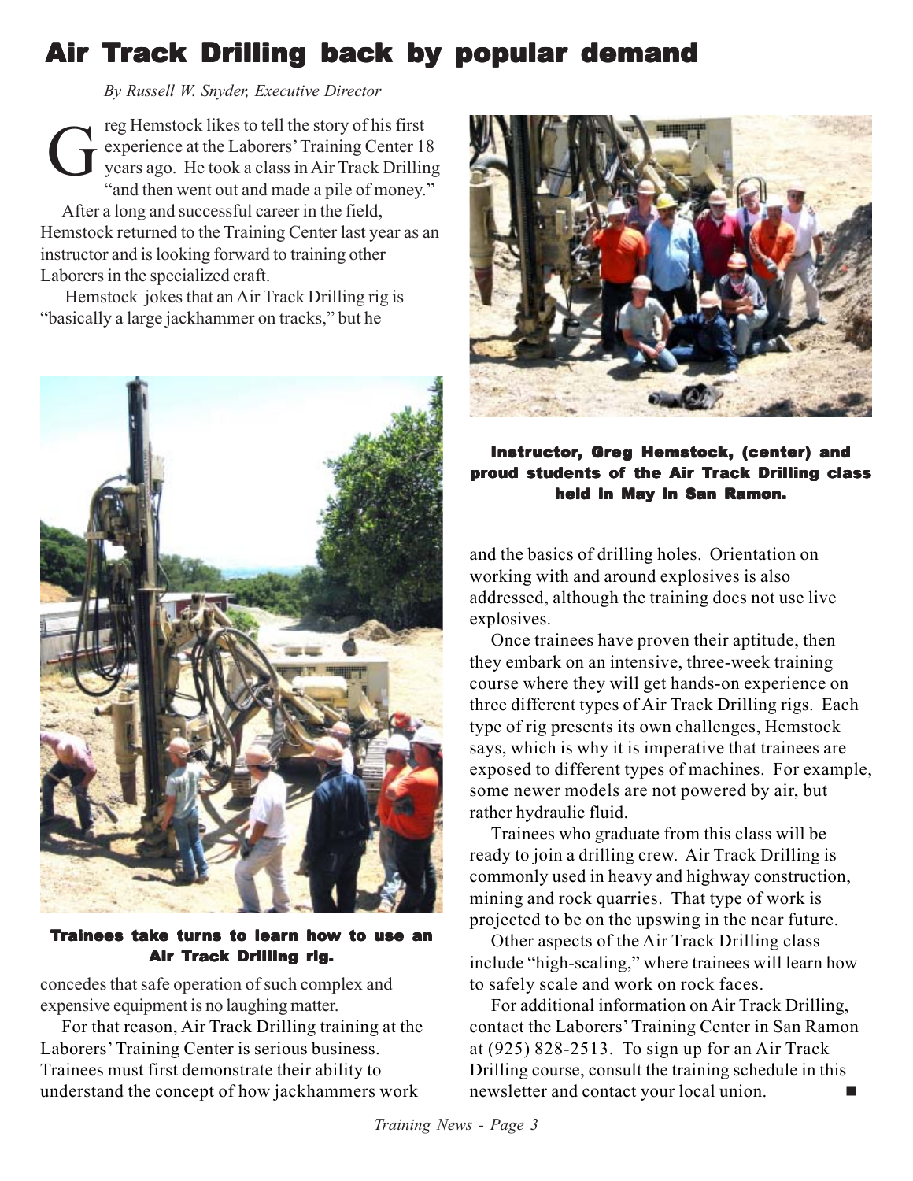# Air Track Drilling back by popular demand

*By Russell W. Snyder, Executive Director*

Greg Hemstock likes to tell the story of his first experience at the Laborers' Training Center 18 years ago. He took a class in Air Track Drilling "and then went out and made a pile of money."

After a long and successful career in the field, Hemstock returned to the Training Center last year as an instructor and is looking forward to training other Laborers in the specialized craft.

Hemstock jokes that an Air Track Drilling rig is "basically a large jackhammer on tracks," but he concedes that safe operation of such complex and expensive equipment is no laughing matter.

**Trainees take turns to learn how to use an Air Track Drilling rig.**

For that reason, Air Track Drilling training at the Laborers' Training Center is serious business. Trainees must first demonstrate their ability to understand the concept of how jackhammers work and the basics of drilling holes. Orientation on working with and around explosives is also addressed, although the training does not use live explosives.

**Instructor, Greg Hemstock, (center) and proud students of the Air Track Drilling class held in May in San Ramon.**

Once trainees have proven their aptitude, then they embark on an intensive, three-week training course where they will get hands-on experience on three different types of Air Track Drilling rigs. Each type of rig presents its own challenges, Hemstock says, which is why it is imperative that trainees are exposed to different types of machines. For example, some newer models are not powered by air, but rather hydraulic fluid.

Trainees who graduate from this class will be ready to join a drilling crew. Air Track Drilling is commonly used in heavy and highway construction, mining and rock quarries. That type of work is projected to be on the upswing in the near future.

Other aspects of the Air Track Drilling class include "high-scaling," where trainees will learn how to safely scale and work on rock faces.

For additional information on Air Track Drilling, contact the Laborers' Training Center in San Ramon at (925) 828-2513. To sign up for an Air Track Drilling course, consult the training schedule in this newsletter and contact your local union. ■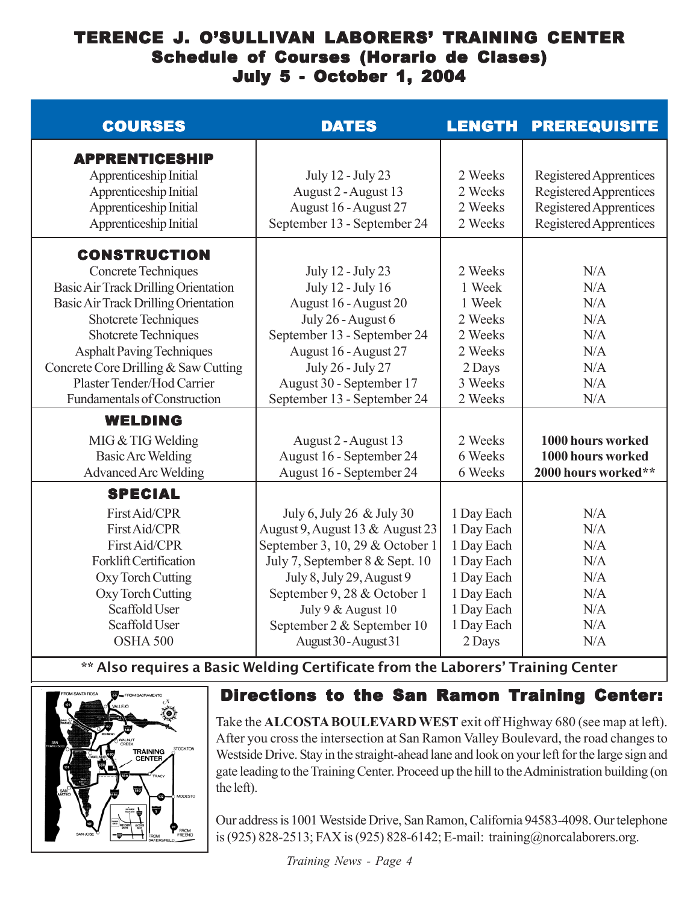# TERENCE J. O'SULLIVAN LABORERS' TRAINING CENTER
## Schedule of Courses (Horario de Clases)
## July 5 - October 1, 2004

| COURSES | DATES | LENGTH | PREREQUISITE |
|---|---|---|---|
| **APPRENTICESHIP** | | | |
| Apprenticeship Initial | July 12 - July 23 | 2 Weeks | Registered Apprentices |
| Apprenticeship Initial | August 2 - August 13 | 2 Weeks | Registered Apprentices |
| Apprenticeship Initial | August 16 - August 27 | 2 Weeks | Registered Apprentices |
| Apprenticeship Initial | September 13 - September 24 | 2 Weeks | Registered Apprentices |
| **CONSTRUCTION** | | | |
| Concrete Techniques | July 12 - July 23 | 2 Weeks | N/A |
| Basic Air Track Drilling Orientation | July 12 - July 16 | 1 Week | N/A |
| Basic Air Track Drilling Orientation | August 16 - August 20 | 1 Week | N/A |
| Shotcrete Techniques | July 26 - August 6 | 2 Weeks | N/A |
| Shotcrete Techniques | September 13 - September 24 | 2 Weeks | N/A |
| Asphalt Paving Techniques | August 16 - August 27 | 2 Weeks | N/A |
| Concrete Core Drilling & Saw Cutting | July 26 - July 27 | 2 Days | N/A |
| Plaster Tender/Hod Carrier | August 30 - September 17 | 3 Weeks | N/A |
| Fundamentals of Construction | September 13 - September 24 | 2 Weeks | N/A |
| **WELDING** | | | |
| MIG & TIG Welding | August 2 - August 13 | 2 Weeks | **1000 hours worked** |
| Basic Arc Welding | August 16 - September 24 | 6 Weeks | **1000 hours worked** |
| Advanced Arc Welding | August 16 - September 24 | 6 Weeks | **2000 hours worked\*\*** |
| **SPECIAL** | | | |
| First Aid/CPR | July 6, July 26 & July 30 | 1 Day Each | N/A |
| First Aid/CPR | August 9, August 13 & August 23 | 1 Day Each | N/A |
| First Aid/CPR | September 3, 10, 29 & October 1 | 1 Day Each | N/A |
| Forklift Certification | July 7, September 8 & Sept. 10 | 1 Day Each | N/A |
| Oxy Torch Cutting | July 8, July 29, August 9 | 1 Day Each | N/A |
| Oxy Torch Cutting | September 9, 28 & October 1 | 1 Day Each | N/A |
| Scaffold User | July 9 & August 10 | 1 Day Each | N/A |
| Scaffold User | September 2 & September 10 | 1 Day Each | N/A |
| OSHA 500 | August 30 - August 31 | 2 Days | N/A |

**\*\* Also requires a Basic Welding Certificate from the Laborers' Training Center**

## Directions to the San Ramon Training Center:

Take the **ALCOSTA BOULEVARD WEST** exit off Highway 680 (see map at left). After you cross the intersection at San Ramon Valley Boulevard, the road changes to Westside Drive. Stay in the straight-ahead lane and look on your left for the large sign and gate leading to the Training Center. Proceed up the hill to the Administration building (on the left).

Our address is 1001 Westside Drive, San Ramon, California 94583-4098. Our telephone is (925) 828-2513; FAX is (925) 828-6142; E-mail: training@norcalaborers.org.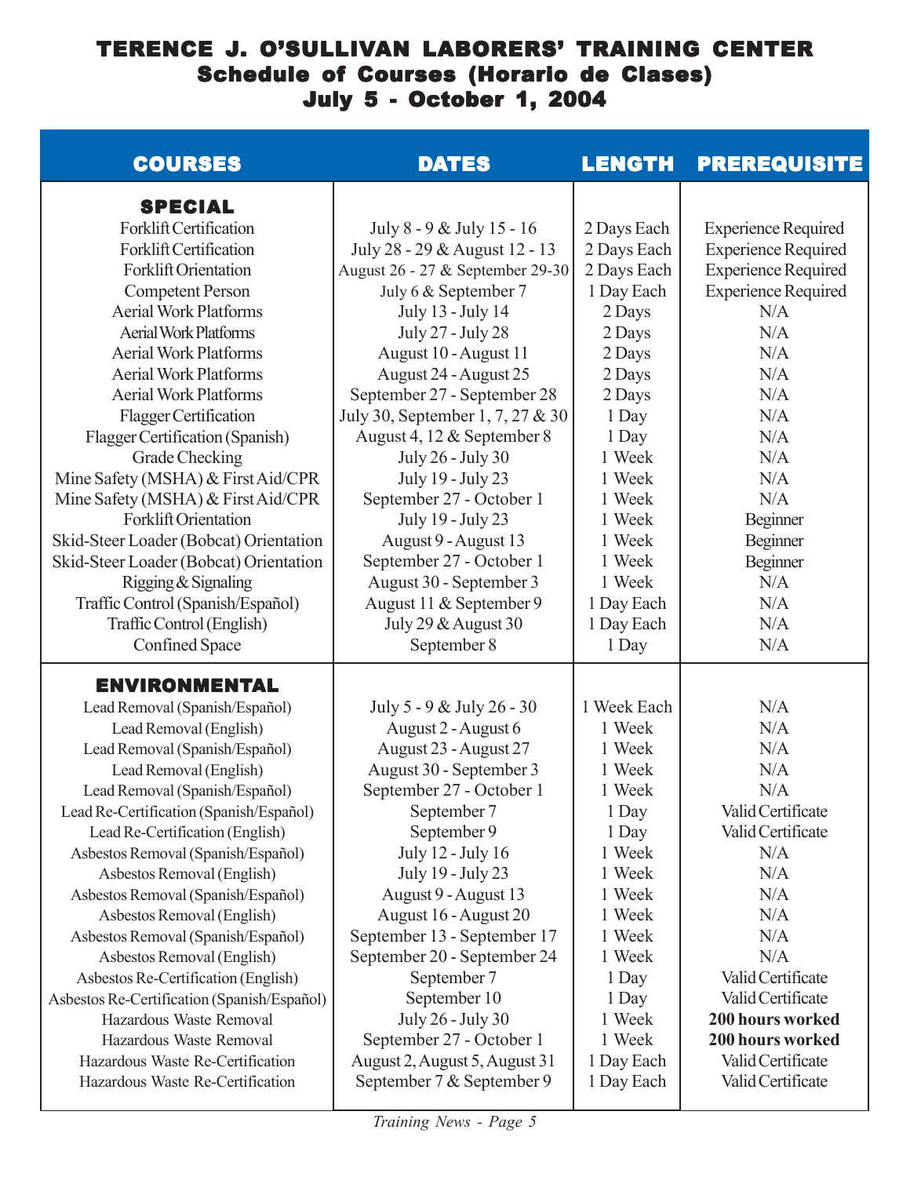# TERENCE J. O'SULLIVAN LABORERS' TRAINING CENTER
## Schedule of Courses (Horario de Clases)
## July 5 - October 1, 2004

| COURSES | DATES | LENGTH | PREREQUISITE |
|---|---|---|---|
| **SPECIAL** | | | |
| Forklift Certification | July 8 - 9 & July 15 - 16 | 2 Days Each | Experience Required |
| Forklift Certification | July 28 - 29 & August 12 - 13 | 2 Days Each | Experience Required |
| Forklift Orientation | August 26 - 27 & September 29-30 | 2 Days Each | Experience Required |
| Competent Person | July 6 & September 7 | 1 Day Each | Experience Required |
| Aerial Work Platforms | July 13 - July 14 | 2 Days | N/A |
| Aerial Work Platforms | July 27 - July 28 | 2 Days | N/A |
| Aerial Work Platforms | August 10 - August 11 | 2 Days | N/A |
| Aerial Work Platforms | August 24 - August 25 | 2 Days | N/A |
| Aerial Work Platforms | September 27 - September 28 | 2 Days | N/A |
| Flagger Certification | July 30, September 1, 7, 27 & 30 | 1 Day | N/A |
| Flagger Certification (Spanish) | August 4, 12 & September 8 | 1 Day | N/A |
| Grade Checking | July 26 - July 30 | 1 Week | N/A |
| Mine Safety (MSHA) & First Aid/CPR | July 19 - July 23 | 1 Week | N/A |
| Mine Safety (MSHA) & First Aid/CPR | September 27 - October 1 | 1 Week | N/A |
| Forklift Orientation | July 19 - July 23 | 1 Week | Beginner |
| Skid-Steer Loader (Bobcat) Orientation | August 9 - August 13 | 1 Week | Beginner |
| Skid-Steer Loader (Bobcat) Orientation | September 27 - October 1 | 1 Week | Beginner |
| Rigging & Signaling | August 30 - September 3 | 1 Week | N/A |
| Traffic Control (Spanish/Español) | August 11 & September 9 | 1 Day Each | N/A |
| Traffic Control (English) | July 29 & August 30 | 1 Day Each | N/A |
| Confined Space | September 8 | 1 Day | N/A |
| **ENVIRONMENTAL** | | | |
| Lead Removal (Spanish/Español) | July 5 - 9 & July 26 - 30 | 1 Week Each | N/A |
| Lead Removal (English) | August 2 - August 6 | 1 Week | N/A |
| Lead Removal (Spanish/Español) | August 23 - August 27 | 1 Week | N/A |
| Lead Removal (English) | August 30 - September 3 | 1 Week | N/A |
| Lead Removal (Spanish/Español) | September 27 - October 1 | 1 Week | N/A |
| Lead Re-Certification (Spanish/Español) | September 7 | 1 Day | Valid Certificate |
| Lead Re-Certification (English) | September 9 | 1 Day | Valid Certificate |
| Asbestos Removal (Spanish/Español) | July 12 - July 16 | 1 Week | N/A |
| Asbestos Removal (English) | July 19 - July 23 | 1 Week | N/A |
| Asbestos Removal (Spanish/Español) | August 9 - August 13 | 1 Week | N/A |
| Asbestos Removal (English) | August 16 - August 20 | 1 Week | N/A |
| Asbestos Removal (Spanish/Español) | September 13 - September 17 | 1 Week | N/A |
| Asbestos Removal (English) | September 20 - September 24 | 1 Week | N/A |
| Asbestos Re-Certification (English) | September 7 | 1 Day | Valid Certificate |
| Asbestos Re-Certification (Spanish/Español) | September 10 | 1 Day | Valid Certificate |
| Hazardous Waste Removal | July 26 - July 30 | 1 Week | **200 hours worked** |
| Hazardous Waste Removal | September 27 - October 1 | 1 Week | **200 hours worked** |
| Hazardous Waste Re-Certification | August 2, August 5, August 31 | 1 Day Each | Valid Certificate |
| Hazardous Waste Re-Certification | September 7 & September 9 | 1 Day Each | Valid Certificate |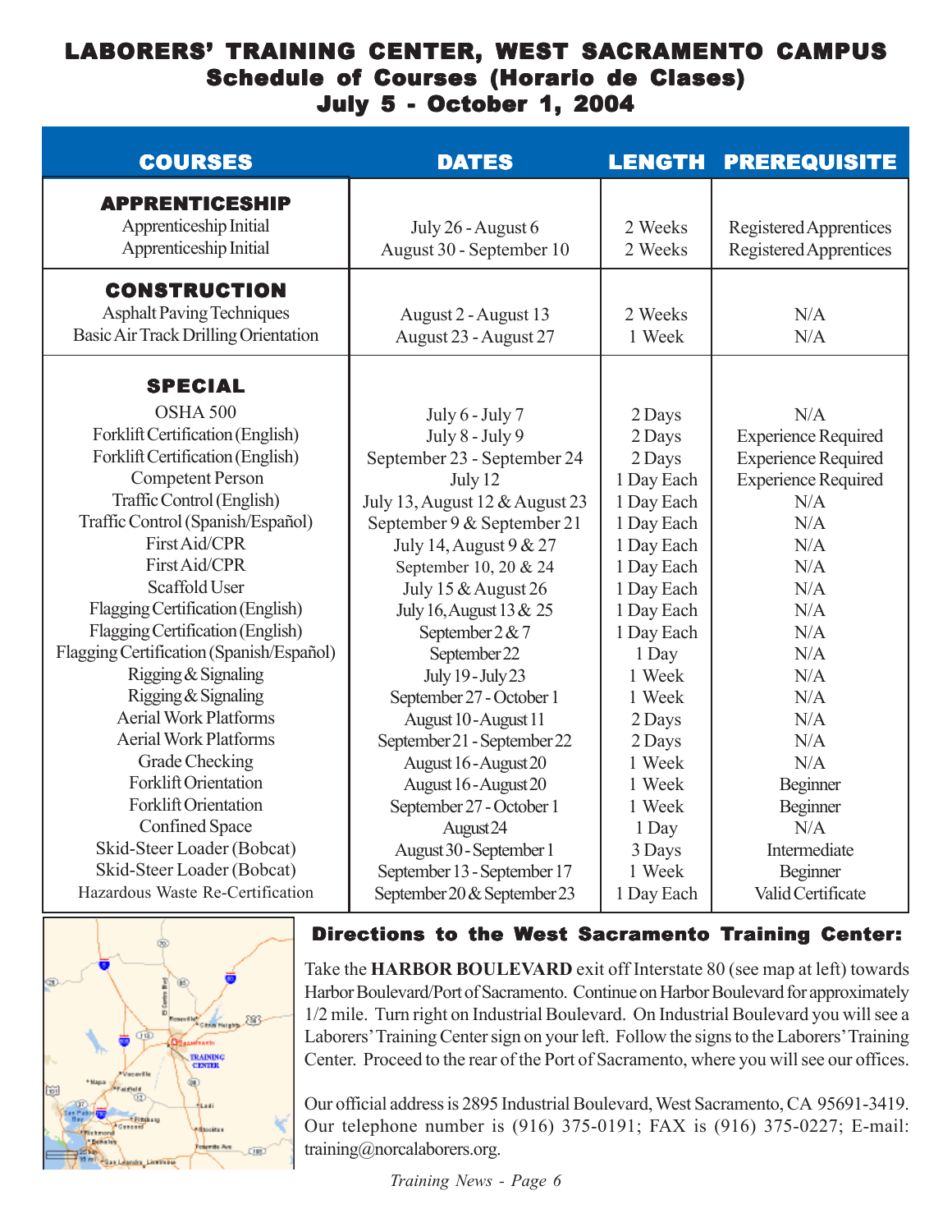# LABORERS' TRAINING CENTER, WEST SACRAMENTO CAMPUS
## Schedule of Courses (Horario de Clases)
## July 5 - October 1, 2004

| COURSES | DATES | LENGTH | PREREQUISITE |
|---|---|---|---|
| **APPRENTICESHIP** | | | |
| Apprenticeship Initial | July 26 - August 6 | 2 Weeks | Registered Apprentices |
| Apprenticeship Initial | August 30 - September 10 | 2 Weeks | Registered Apprentices |
| **CONSTRUCTION** | | | |
| Asphalt Paving Techniques | August 2 - August 13 | 2 Weeks | N/A |
| Basic Air Track Drilling Orientation | August 23 - August 27 | 1 Week | N/A |
| **SPECIAL** | | | |
| OSHA 500 | July 6 - July 7 | 2 Days | N/A |
| Forklift Certification (English) | July 8 - July 9 | 2 Days | Experience Required |
| Forklift Certification (English) | September 23 - September 24 | 2 Days | Experience Required |
| Competent Person | July 12 | 1 Day Each | Experience Required |
| Traffic Control (English) | July 13, August 12 & August 23 | 1 Day Each | N/A |
| Traffic Control (Spanish/Español) | September 9 & September 21 | 1 Day Each | N/A |
| First Aid/CPR | July 14, August 9 & 27 | 1 Day Each | N/A |
| First Aid/CPR | September 10, 20 & 24 | 1 Day Each | N/A |
| Scaffold User | July 15 & August 26 | 1 Day Each | N/A |
| Flagging Certification (English) | July 16, August 13 & 25 | 1 Day Each | N/A |
| Flagging Certification (English) | September 2 & 7 | 1 Day Each | N/A |
| Flagging Certification (Spanish/Español) | September 22 | 1 Day | N/A |
| Rigging & Signaling | July 19 - July 23 | 1 Week | N/A |
| Rigging & Signaling | September 27 - October 1 | 1 Week | N/A |
| Aerial Work Platforms | August 10 - August 11 | 2 Days | N/A |
| Aerial Work Platforms | September 21 - September 22 | 2 Days | N/A |
| Grade Checking | August 16 - August 20 | 1 Week | N/A |
| Forklift Orientation | August 16 - August 20 | 1 Week | Beginner |
| Forklift Orientation | September 27 - October 1 | 1 Week | Beginner |
| Confined Space | August 24 | 1 Day | N/A |
| Skid-Steer Loader (Bobcat) | August 30 - September 1 | 3 Days | Intermediate |
| Skid-Steer Loader (Bobcat) | September 13 - September 17 | 1 Week | Beginner |
| Hazardous Waste Re-Certification | September 20 & September 23 | 1 Day Each | Valid Certificate |

### Directions to the West Sacramento Training Center:

Take the **HARBOR BOULEVARD** exit off Interstate 80 (see map at left) towards Harbor Boulevard/Port of Sacramento. Continue on Harbor Boulevard for approximately 1/2 mile. Turn right on Industrial Boulevard. On Industrial Boulevard you will see a Laborers' Training Center sign on your left. Follow the signs to the Laborers' Training Center. Proceed to the rear of the Port of Sacramento, where you will see our offices.

Our official address is 2895 Industrial Boulevard, West Sacramento, CA 95691-3419. Our telephone number is (916) 375-0191; FAX is (916) 375-0227; E-mail: training@norcalaborers.org.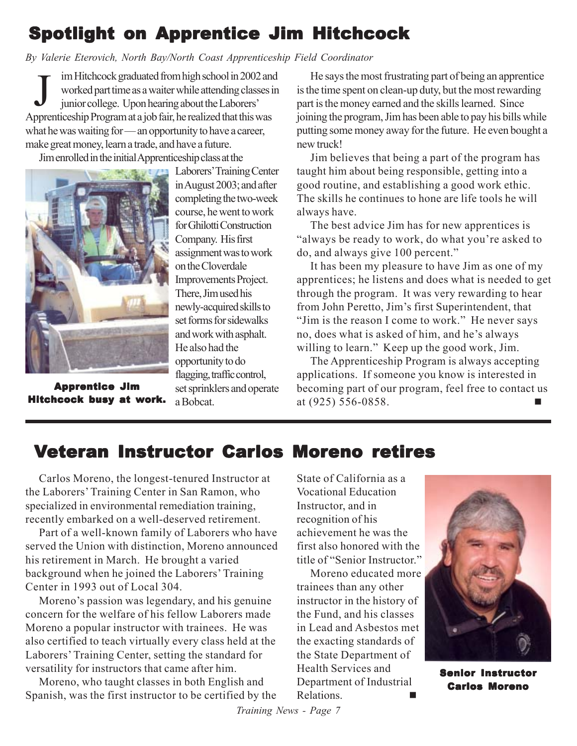# Spotlight on Apprentice Jim Hitchcock

*By Valerie Eterovich, North Bay/North Coast Apprenticeship Field Coordinator*

Jim Hitchcock graduated from high school in 2002 and worked part time as a waiter while attending classes in junior college. Upon hearing about the Laborers' Apprenticeship Program at a job fair, he realized that this was what he was waiting for — an opportunity to have a career, make great money, learn a trade, and have a future.

Jim enrolled in the initial Apprenticeship class at the Laborers' Training Center in August 2003; and after completing the two-week course, he went to work for Ghilotti Construction Company. His first assignment was to work on the Cloverdale Improvements Project. There, Jim used his newly-acquired skills to set forms for sidewalks and work with asphalt. He also had the opportunity to do flagging, traffic control, set sprinklers and operate a Bobcat.

**Apprentice Jim Hitchcock busy at work.**

He says the most frustrating part of being an apprentice is the time spent on clean-up duty, but the most rewarding part is the money earned and the skills learned. Since joining the program, Jim has been able to pay his bills while putting some money away for the future. He even bought a new truck!

Jim believes that being a part of the program has taught him about being responsible, getting into a good routine, and establishing a good work ethic. The skills he continues to hone are life tools he will always have.

The best advice Jim has for new apprentices is "always be ready to work, do what you're asked to do, and always give 100 percent."

It has been my pleasure to have Jim as one of my apprentices; he listens and does what is needed to get through the program. It was very rewarding to hear from John Peretto, Jim's first Superintendent, that "Jim is the reason I come to work." He never says no, does what is asked of him, and he's always willing to learn." Keep up the good work, Jim.

The Apprenticeship Program is always accepting applications. If someone you know is interested in becoming part of our program, feel free to contact us at (925) 556-0858. ■

# Veteran Instructor Carlos Moreno retires

Carlos Moreno, the longest-tenured Instructor at the Laborers' Training Center in San Ramon, who specialized in environmental remediation training, recently embarked on a well-deserved retirement.

Part of a well-known family of Laborers who have served the Union with distinction, Moreno announced his retirement in March. He brought a varied background when he joined the Laborers' Training Center in 1993 out of Local 304.

Moreno's passion was legendary, and his genuine concern for the welfare of his fellow Laborers made Moreno a popular instructor with trainees. He was also certified to teach virtually every class held at the Laborers' Training Center, setting the standard for versatility for instructors that came after him.

Moreno, who taught classes in both English and Spanish, was the first instructor to be certified by the State of California as a Vocational Education Instructor, and in recognition of his achievement he was the first also honored with the title of "Senior Instructor."

Moreno educated more trainees than any other instructor in the history of the Fund, and his classes in Lead and Asbestos met the exacting standards of the State Department of Health Services and Department of Industrial Relations. ■

**Senior Instructor Carlos Moreno**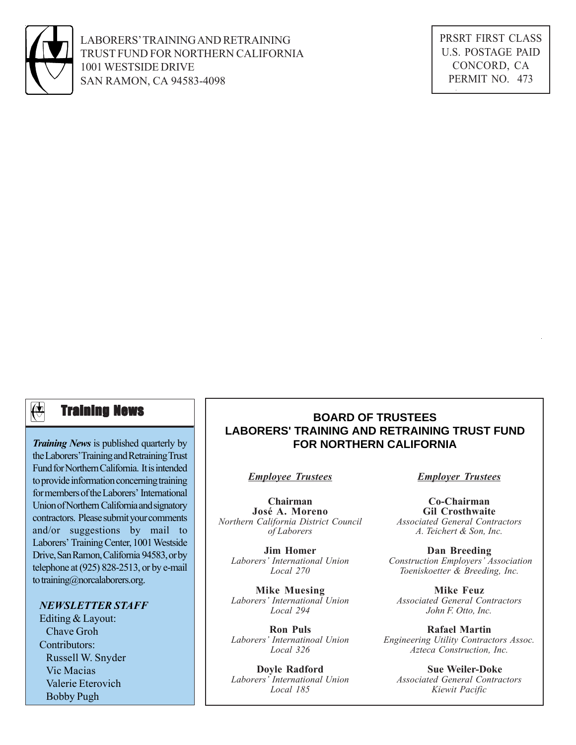LABORERS' TRAINING AND RETRAINING
TRUST FUND FOR NORTHERN CALIFORNIA
1001 WESTSIDE DRIVE
SAN RAMON, CA 94583-4098

PRSRT FIRST CLASS
U.S. POSTAGE PAID
CONCORD, CA
PERMIT NO. 473

## Training News

***Training News*** is published quarterly by the Laborers' Training and Retraining Trust Fund for Northern California. It is intended to provide information concerning training for members of the Laborers' International Union of Northern California and signatory contractors. Please submit your comments and/or suggestions by mail to Laborers' Training Center, 1001 Westside Drive, San Ramon, California 94583, or by telephone at (925) 828-2513, or by e-mail to training@norcalaborers.org.

***NEWSLETTER STAFF***

Editing & Layout:
Chave Groh

Contributors:
Russell W. Snyder
Vic Macias
Valerie Eterovich
Bobby Pugh

## BOARD OF TRUSTEES
## LABORERS' TRAINING AND RETRAINING TRUST FUND FOR NORTHERN CALIFORNIA

***Employee Trustees***

**Chairman**
**José A. Moreno**
*Northern California District Council of Laborers*

**Jim Homer**
*Laborers' International Union Local 270*

**Mike Muesing**
*Laborers' International Union Local 294*

**Ron Puls**
*Laborers' Internatinoal Union Local 326*

**Doyle Radford**
*Laborers' International Union Local 185*

***Employer Trustees***

**Co-Chairman**
**Gil Crosthwaite**
*Associated General Contractors*
*A. Teichert & Son, Inc.*

**Dan Breeding**
*Construction Employers' Association*
*Toeniskoetter & Breeding, Inc.*

**Mike Feuz**
*Associated General Contractors*
*John F. Otto, Inc.*

**Rafael Martin**
*Engineering Utility Contractors Assoc.*
*Azteca Construction, Inc.*

**Sue Weiler-Doke**
*Associated General Contractors*
*Kiewit Pacific*